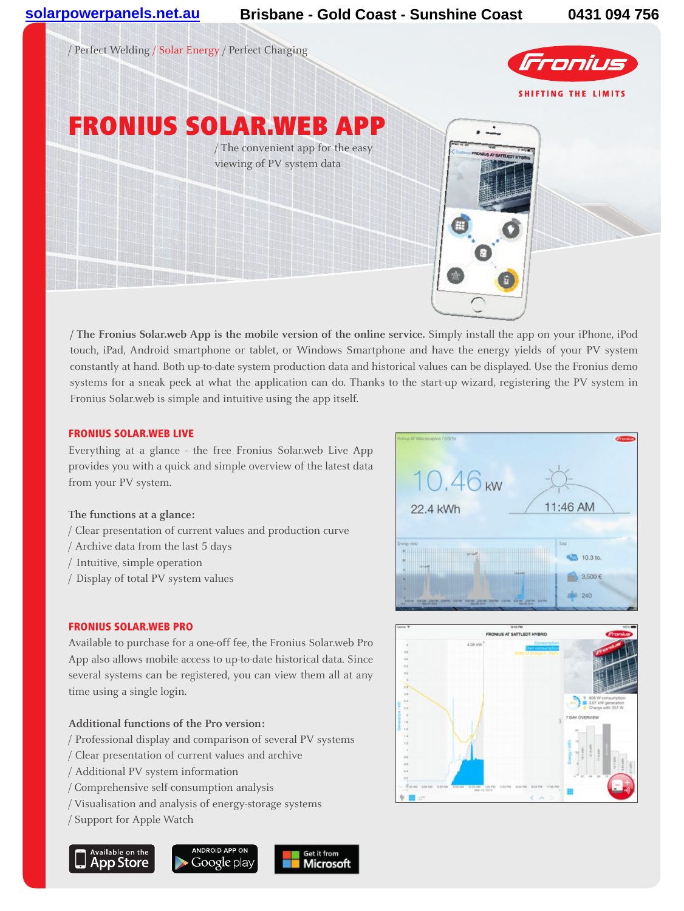solarpowerpanels.net.au    Brisbane - Gold Coast - Sunshine Coast    0431 094 756

/ Perfect Welding / Solar Energy / Perfect Charging

Fronius
SHIFTING THE LIMITS

# FRONIUS SOLAR.WEB APP

/ The convenient app for the easy viewing of PV system data

**/ The Fronius Solar.web App is the mobile version of the online service.** Simply install the app on your iPhone, iPod touch, iPad, Android smartphone or tablet, or Windows Smartphone and have the energy yields of your PV system constantly at hand. Both up-to-date system production data and historical values can be displayed. Use the Fronius demo systems for a sneak peek at what the application can do. Thanks to the start-up wizard, registering the PV system in Fronius Solar.web is simple and intuitive using the app itself.

## FRONIUS SOLAR.WEB LIVE

Everything at a glance - the free Fronius Solar.web Live App provides you with a quick and simple overview of the latest data from your PV system.

**The functions at a glance:**

/ Clear presentation of current values and production curve
/ Archive data from the last 5 days
/ Intuitive, simple operation
/ Display of total PV system values

## FRONIUS SOLAR.WEB PRO

Available to purchase for a one-off fee, the Fronius Solar.web Pro App also allows mobile access to up-to-date historical data. Since several systems can be registered, you can view them all at any time using a single login.

**Additional functions of the Pro version:**

/ Professional display and comparison of several PV systems
/ Clear presentation of current values and archive
/ Additional PV system information
/ Comprehensive self-consumption analysis
/ Visualisation and analysis of energy-storage systems
/ Support for Apple Watch

Available on the App Store | ANDROID APP ON Google play | Get it from Microsoft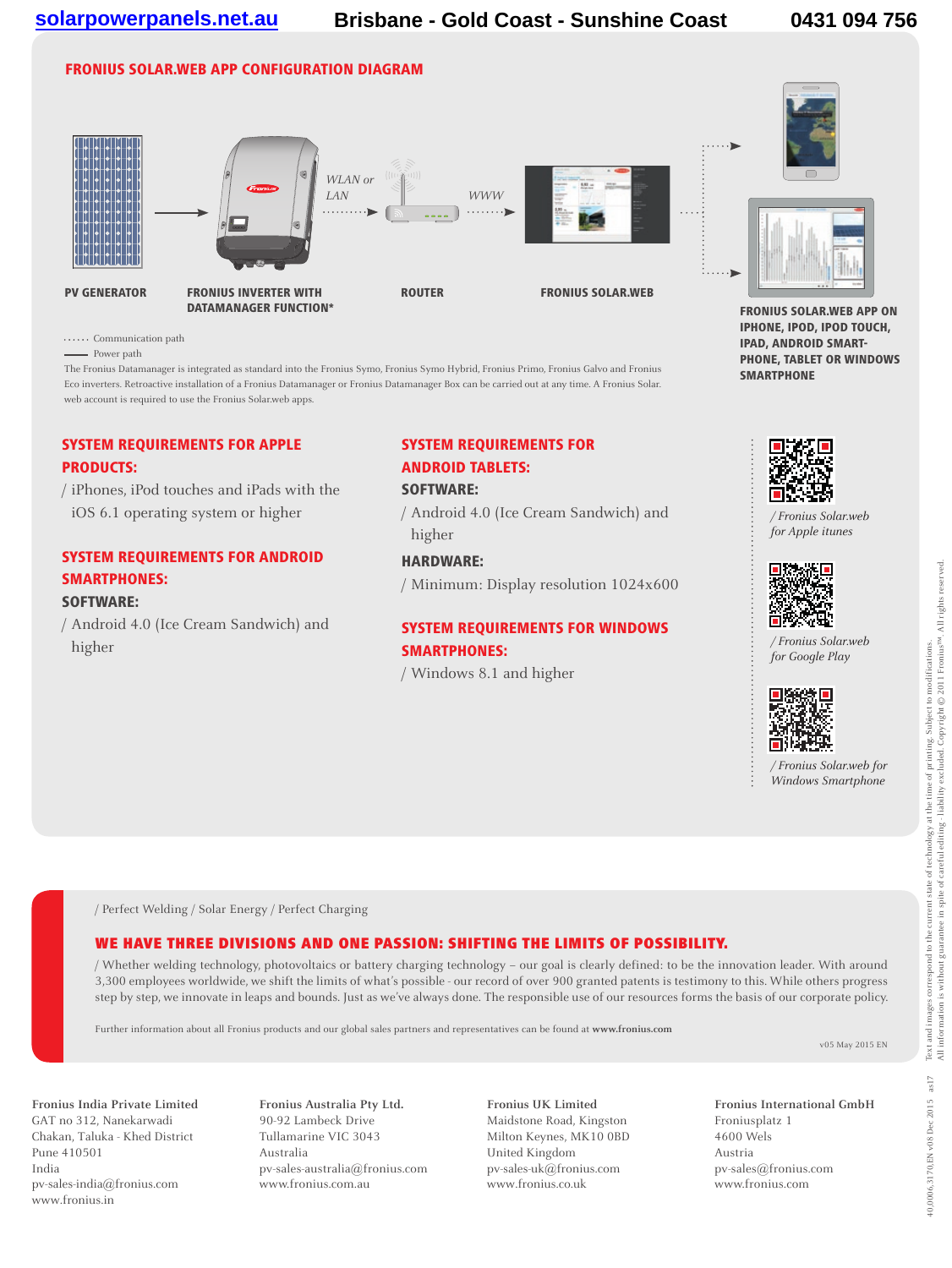## FRONIUS SOLAR.WEB APP CONFIGURATION DIAGRAM

PV GENERATOR

FRONIUS INVERTER WITH DATAMANAGER FUNCTION*

WLAN or LAN

ROUTER

WWW

FRONIUS SOLAR.WEB

FRONIUS SOLAR.WEB APP ON IPHONE, IPOD, IPOD TOUCH, IPAD, ANDROID SMART-PHONE, TABLET OR WINDOWS SMARTPHONE

...... Communication path

—— Power path

The Fronius Datamanager is integrated as standard into the Fronius Symo, Fronius Symo Hybrid, Fronius Primo, Fronius Galvo and Fronius Eco inverters. Retroactive installation of a Fronius Datamanager or Fronius Datamanager Box can be carried out at any time. A Fronius Solar.web account is required to use the Fronius Solar.web apps.

### SYSTEM REQUIREMENTS FOR APPLE PRODUCTS:

/ iPhones, iPod touches and iPads with the iOS 6.1 operating system or higher

### SYSTEM REQUIREMENTS FOR ANDROID SMARTPHONES:

**SOFTWARE:**

/ Android 4.0 (Ice Cream Sandwich) and higher

### SYSTEM REQUIREMENTS FOR ANDROID TABLETS:

**SOFTWARE:**

/ Android 4.0 (Ice Cream Sandwich) and higher

**HARDWARE:**

/ Minimum: Display resolution 1024x600

### SYSTEM REQUIREMENTS FOR WINDOWS SMARTPHONES:

/ Windows 8.1 and higher

*/ Fronius Solar.web for Apple itunes*

*/ Fronius Solar.web for Google Play*

*/ Fronius Solar.web for Windows Smartphone*

/ Perfect Welding / Solar Energy / Perfect Charging

### WE HAVE THREE DIVISIONS AND ONE PASSION: SHIFTING THE LIMITS OF POSSIBILITY.

/ Whether welding technology, photovoltaics or battery charging technology – our goal is clearly defined: to be the innovation leader. With around 3,300 employees worldwide, we shift the limits of what's possible - our record of over 900 granted patents is testimony to this. While others progress step by step, we innovate in leaps and bounds. Just as we've always done. The responsible use of our resources forms the basis of our corporate policy.

Further information about all Fronius products and our global sales partners and representatives can be found at **www.fronius.com**

v05 May 2015 EN

**Fronius India Private Limited**
GAT no 312, Nanekarwadi
Chakan, Taluka - Khed District
Pune 410501
India
pv-sales-india@fronius.com
www.fronius.in

**Fronius Australia Pty Ltd.**
90-92 Lambeck Drive
Tullamarine VIC 3043
Australia
pv-sales-australia@fronius.com
www.fronius.com.au

**Fronius UK Limited**
Maidstone Road, Kingston
Milton Keynes, MK10 0BD
United Kingdom
pv-sales-uk@fronius.com
www.fronius.co.uk

**Fronius International GmbH**
Froniusplatz 1
4600 Wels
Austria
pv-sales@fronius.com
www.fronius.com

Text and images correspond to the current state of technology at the time of printing. Subject to modifications. All information is without guarantee in spite of careful editing - liability excluded. Copyright © 2011 Fronius™. All rights reserved.

40,0006,3170,EN v08 Dec 2015 as17